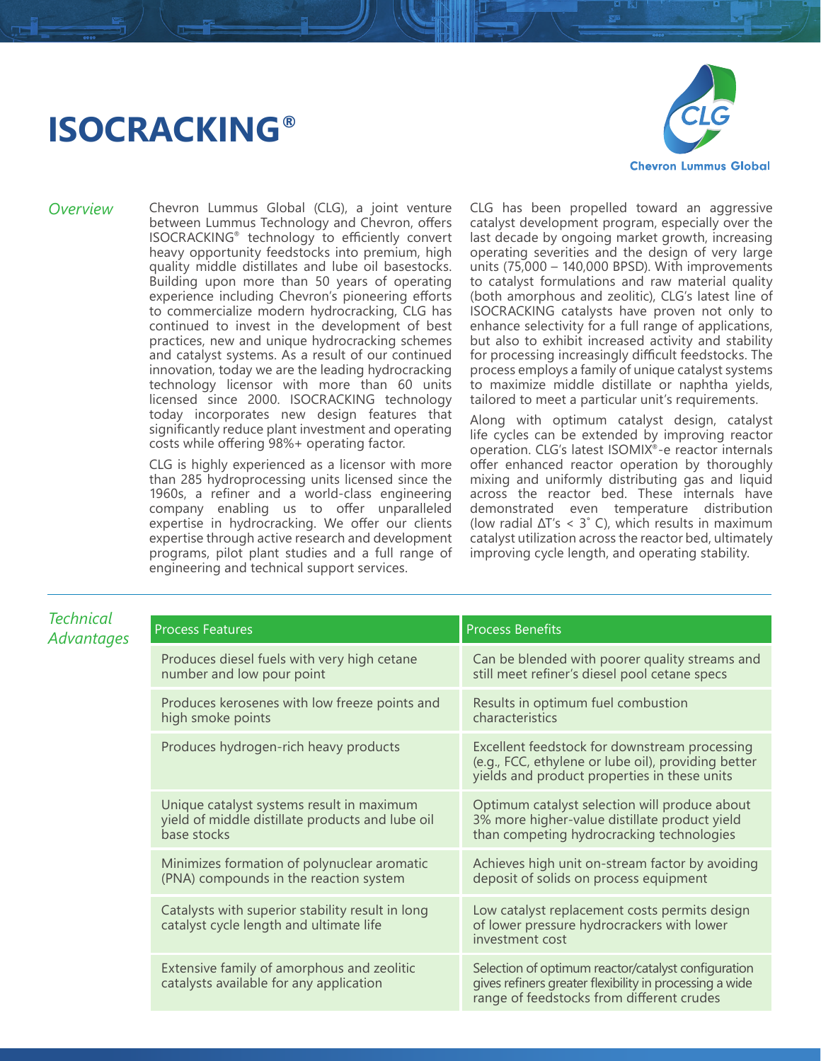# ISOCRACKING®

Chevron Lummus Global

## *Overview*

Chevron Lummus Global (CLG), a joint venture between Lummus Technology and Chevron, offers ISOCRACKING® technology to efficiently convert heavy opportunity feedstocks into premium, high quality middle distillates and lube oil basestocks. Building upon more than 50 years of operating experience including Chevron's pioneering efforts to commercialize modern hydrocracking, CLG has continued to invest in the development of best practices, new and unique hydrocracking schemes and catalyst systems. As a result of our continued innovation, today we are the leading hydrocracking technology licensor with more than 60 units licensed since 2000. ISOCRACKING technology today incorporates new design features that significantly reduce plant investment and operating costs while offering 98%+ operating factor.

CLG is highly experienced as a licensor with more than 285 hydroprocessing units licensed since the 1960s, a refiner and a world-class engineering company enabling us to offer unparalleled expertise in hydrocracking. We offer our clients expertise through active research and development programs, pilot plant studies and a full range of engineering and technical support services.

CLG has been propelled toward an aggressive catalyst development program, especially over the last decade by ongoing market growth, increasing operating severities and the design of very large units (75,000 – 140,000 BPSD). With improvements to catalyst formulations and raw material quality (both amorphous and zeolitic), CLG's latest line of ISOCRACKING catalysts have proven not only to enhance selectivity for a full range of applications, but also to exhibit increased activity and stability for processing increasingly difficult feedstocks. The process employs a family of unique catalyst systems to maximize middle distillate or naphtha yields, tailored to meet a particular unit's requirements.

Along with optimum catalyst design, catalyst life cycles can be extended by improving reactor operation. CLG's latest ISOMIX®-e reactor internals offer enhanced reactor operation by thoroughly mixing and uniformly distributing gas and liquid across the reactor bed. These internals have demonstrated even temperature distribution (low radial ΔT's < 3° C), which results in maximum catalyst utilization across the reactor bed, ultimately improving cycle length, and operating stability.

## *Technical Advantages*

| Process Features | Process Benefits |
| --- | --- |
| Produces diesel fuels with very high cetane number and low pour point | Can be blended with poorer quality streams and still meet refiner's diesel pool cetane specs |
| Produces kerosenes with low freeze points and high smoke points | Results in optimum fuel combustion characteristics |
| Produces hydrogen-rich heavy products | Excellent feedstock for downstream processing (e.g., FCC, ethylene or lube oil), providing better yields and product properties in these units |
| Unique catalyst systems result in maximum yield of middle distillate products and lube oil base stocks | Optimum catalyst selection will produce about 3% more higher-value distillate product yield than competing hydrocracking technologies |
| Minimizes formation of polynuclear aromatic (PNA) compounds in the reaction system | Achieves high unit on-stream factor by avoiding deposit of solids on process equipment |
| Catalysts with superior stability result in long catalyst cycle length and ultimate life | Low catalyst replacement costs permits design of lower pressure hydrocrackers with lower investment cost |
| Extensive family of amorphous and zeolitic catalysts available for any application | Selection of optimum reactor/catalyst configuration gives refiners greater flexibility in processing a wide range of feedstocks from different crudes |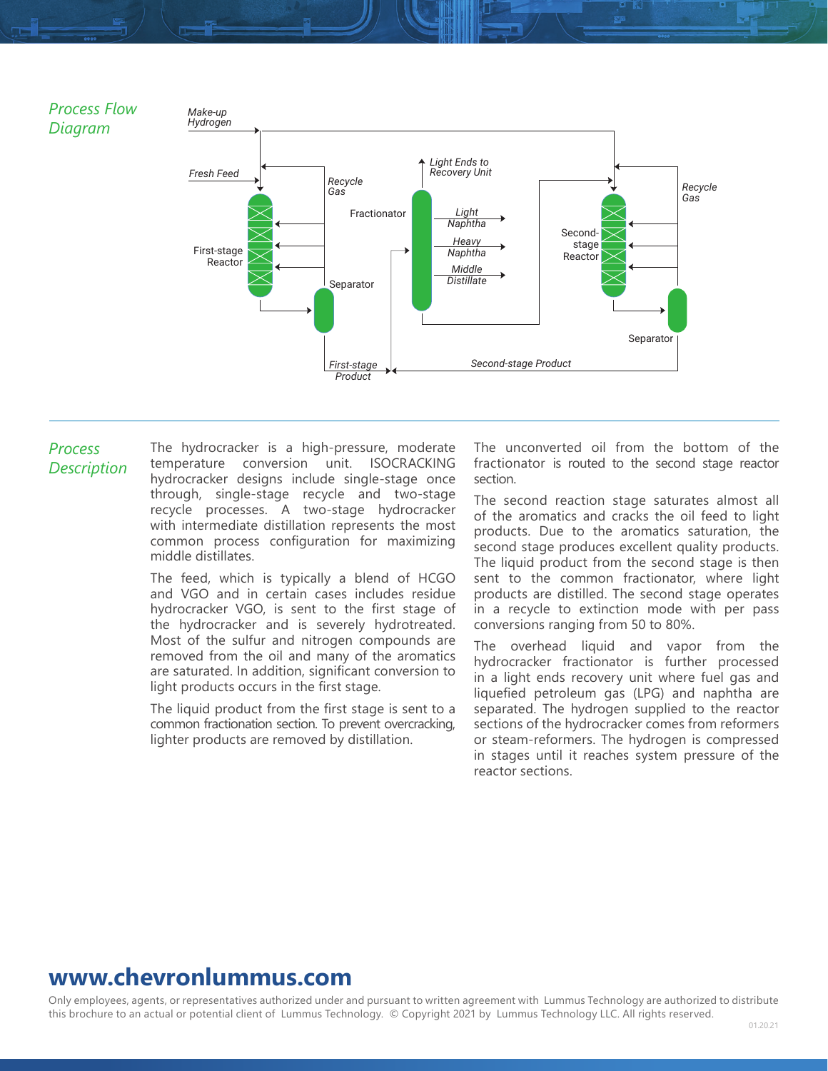## Process Flow Diagram

Make-up Hydrogen

Fresh Feed

Recycle Gas

First-stage Reactor

Separator

Fractionator

Light Ends to Recovery Unit

Light Naphtha

Heavy Naphtha

Middle Distillate

Second-stage Reactor

Recycle Gas

Separator

First-stage Product

Second-stage Product

## Process Description

The hydrocracker is a high-pressure, moderate temperature conversion unit. ISOCRACKING hydrocracker designs include single-stage once through, single-stage recycle and two-stage recycle processes. A two-stage hydrocracker with intermediate distillation represents the most common process configuration for maximizing middle distillates.

The feed, which is typically a blend of HCGO and VGO and in certain cases includes residue hydrocracker VGO, is sent to the first stage of the hydrocracker and is severely hydrotreated. Most of the sulfur and nitrogen compounds are removed from the oil and many of the aromatics are saturated. In addition, significant conversion to light products occurs in the first stage.

The liquid product from the first stage is sent to a common fractionation section. To prevent overcracking, lighter products are removed by distillation.

The unconverted oil from the bottom of the fractionator is routed to the second stage reactor section.

The second reaction stage saturates almost all of the aromatics and cracks the oil feed to light products. Due to the aromatics saturation, the second stage produces excellent quality products. The liquid product from the second stage is then sent to the common fractionator, where light products are distilled. The second stage operates in a recycle to extinction mode with per pass conversions ranging from 50 to 80%.

The overhead liquid and vapor from the hydrocracker fractionator is further processed in a light ends recovery unit where fuel gas and liquefied petroleum gas (LPG) and naphtha are separated. The hydrogen supplied to the reactor sections of the hydrocracker comes from reformers or steam-reformers. The hydrogen is compressed in stages until it reaches system pressure of the reactor sections.

**www.chevronlummus.com**

Only employees, agents, or representatives authorized under and pursuant to written agreement with Lummus Technology are authorized to distribute this brochure to an actual or potential client of Lummus Technology. © Copyright 2021 by Lummus Technology LLC. All rights reserved.

01.20.21